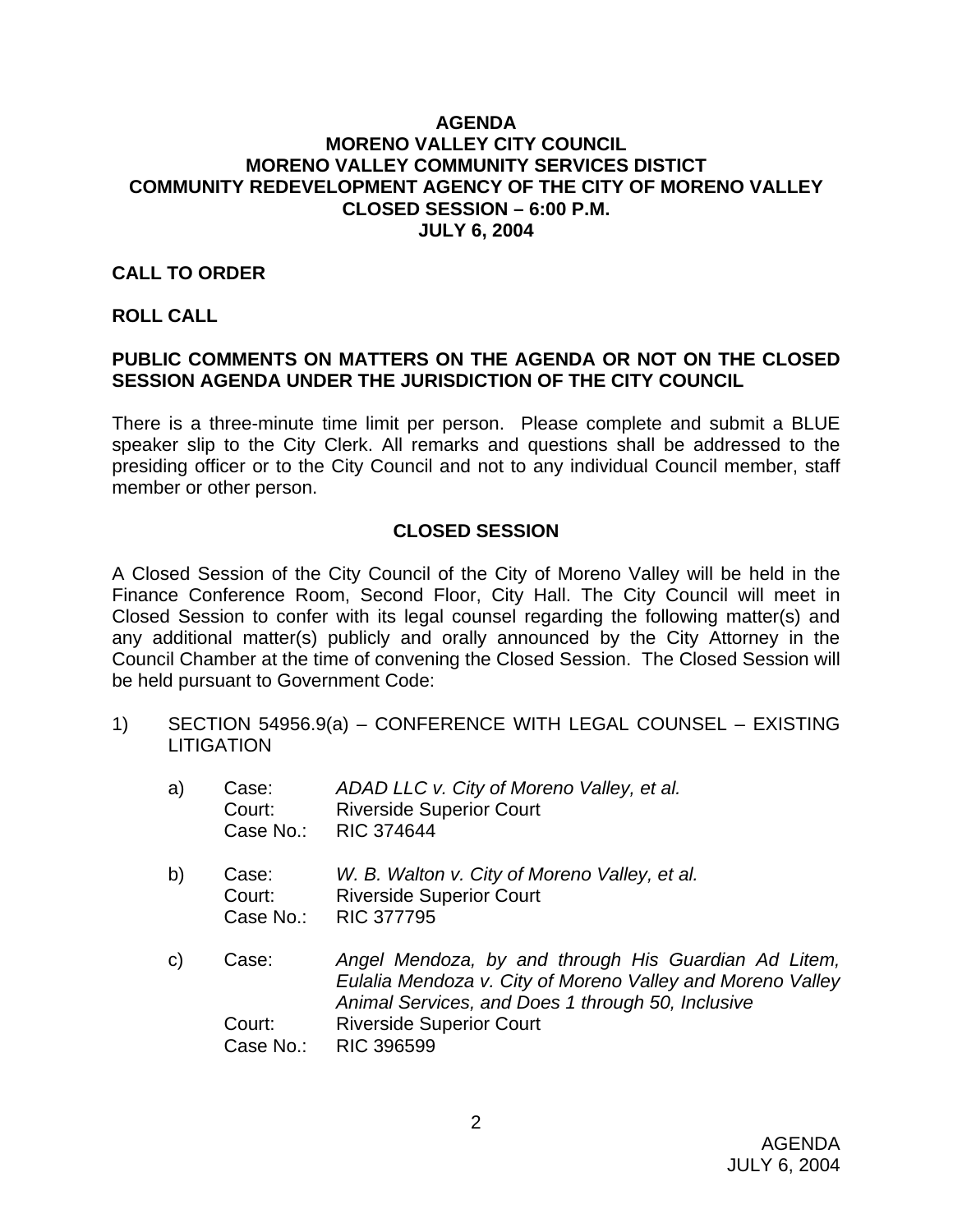# AGENDA
# MORENO VALLEY CITY COUNCIL
# MORENO VALLEY COMMUNITY SERVICES DISTICT
# COMMUNITY REDEVELOPMENT AGENCY OF THE CITY OF MORENO VALLEY
# CLOSED SESSION – 6:00 P.M.
# JULY 6, 2004

**CALL TO ORDER**

**ROLL CALL**

**PUBLIC COMMENTS ON MATTERS ON THE AGENDA OR NOT ON THE CLOSED SESSION AGENDA UNDER THE JURISDICTION OF THE CITY COUNCIL**

There is a three-minute time limit per person. Please complete and submit a BLUE speaker slip to the City Clerk. All remarks and questions shall be addressed to the presiding officer or to the City Council and not to any individual Council member, staff member or other person.

## CLOSED SESSION

A Closed Session of the City Council of the City of Moreno Valley will be held in the Finance Conference Room, Second Floor, City Hall. The City Council will meet in Closed Session to confer with its legal counsel regarding the following matter(s) and any additional matter(s) publicly and orally announced by the City Attorney in the Council Chamber at the time of convening the Closed Session. The Closed Session will be held pursuant to Government Code:

1) SECTION 54956.9(a) – CONFERENCE WITH LEGAL COUNSEL – EXISTING LITIGATION

   a) Case: *ADAD LLC v. City of Moreno Valley, et al.*
      Court: Riverside Superior Court
      Case No.: RIC 374644

   b) Case: *W. B. Walton v. City of Moreno Valley, et al.*
      Court: Riverside Superior Court
      Case No.: RIC 377795

   c) Case: *Angel Mendoza, by and through His Guardian Ad Litem, Eulalia Mendoza v. City of Moreno Valley and Moreno Valley Animal Services, and Does 1 through 50, Inclusive*
      Court: Riverside Superior Court
      Case No.: RIC 396599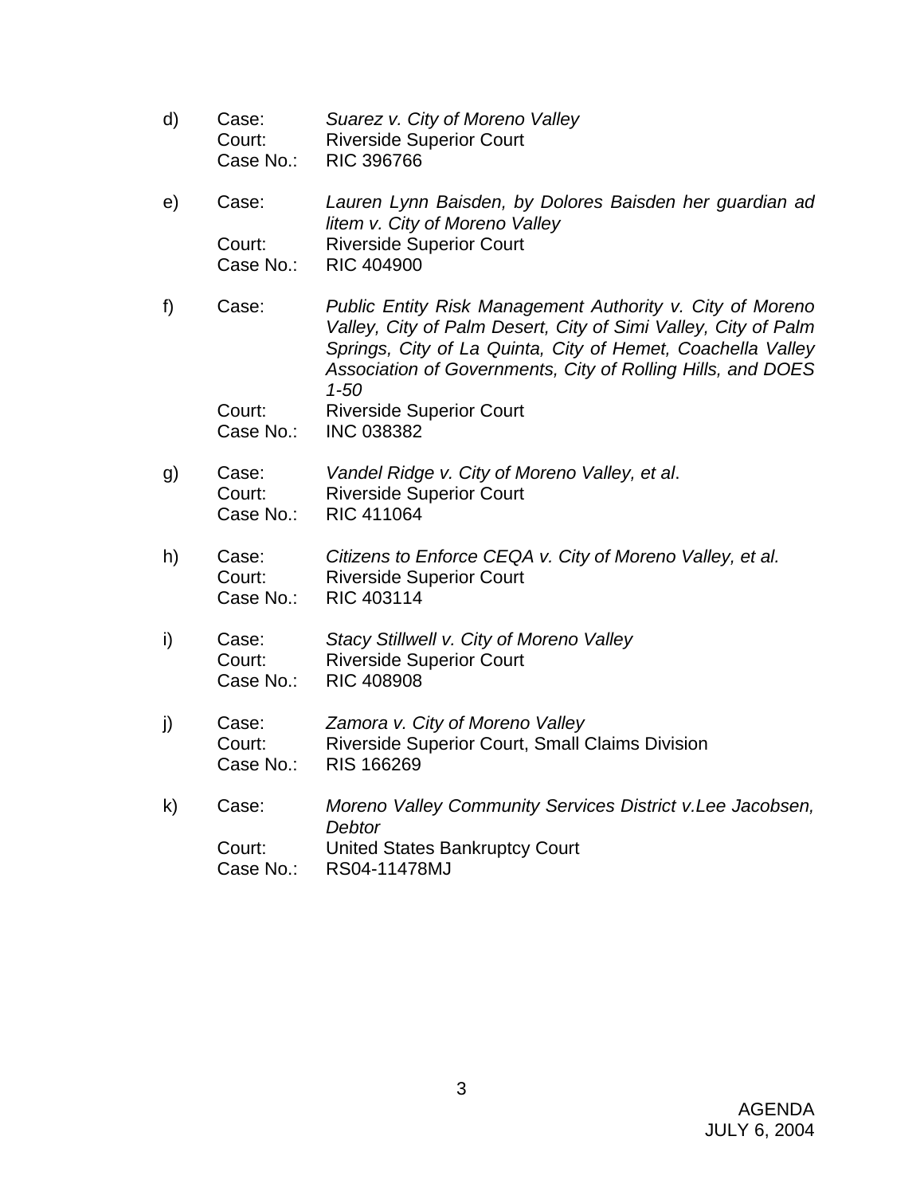d) Case: *Suarez v. City of Moreno Valley*
Court: Riverside Superior Court
Case No.: RIC 396766

e) Case: *Lauren Lynn Baisden, by Dolores Baisden her guardian ad litem v. City of Moreno Valley*
Court: Riverside Superior Court
Case No.: RIC 404900

f) Case: *Public Entity Risk Management Authority v. City of Moreno Valley, City of Palm Desert, City of Simi Valley, City of Palm Springs, City of La Quinta, City of Hemet, Coachella Valley Association of Governments, City of Rolling Hills, and DOES 1-50*
Court: Riverside Superior Court
Case No.: INC 038382

g) Case: *Vandel Ridge v. City of Moreno Valley, et al*.
Court: Riverside Superior Court
Case No.: RIC 411064

h) Case: *Citizens to Enforce CEQA v. City of Moreno Valley, et al.*
Court: Riverside Superior Court
Case No.: RIC 403114

i) Case: *Stacy Stillwell v. City of Moreno Valley*
Court: Riverside Superior Court
Case No.: RIC 408908

j) Case: *Zamora v. City of Moreno Valley*
Court: Riverside Superior Court, Small Claims Division
Case No.: RIS 166269

k) Case: *Moreno Valley Community Services District v.Lee Jacobsen, Debtor*
Court: United States Bankruptcy Court
Case No.: RS04-11478MJ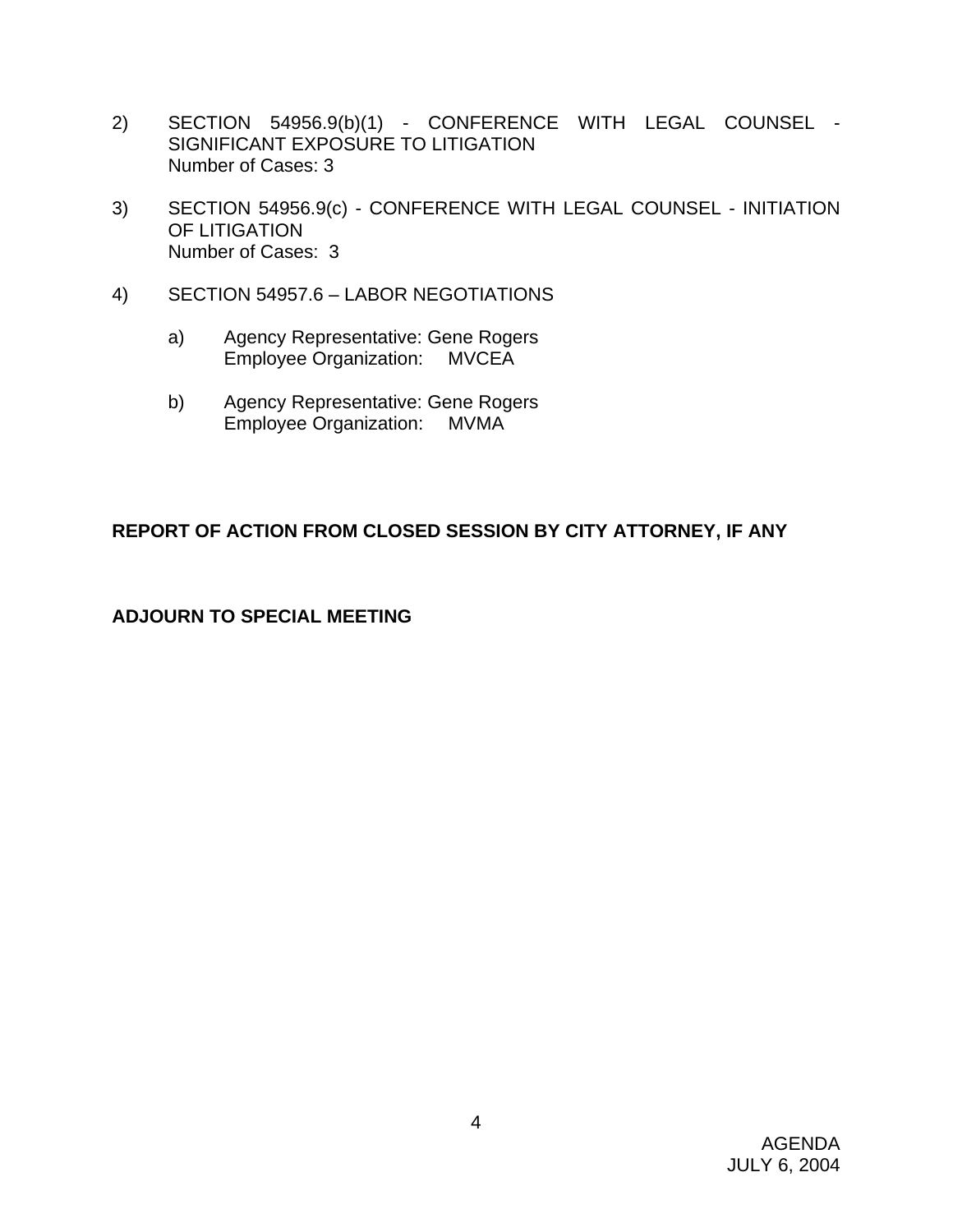2) SECTION 54956.9(b)(1) - CONFERENCE WITH LEGAL COUNSEL - SIGNIFICANT EXPOSURE TO LITIGATION
   Number of Cases: 3

3) SECTION 54956.9(c) - CONFERENCE WITH LEGAL COUNSEL - INITIATION OF LITIGATION
   Number of Cases: 3

4) SECTION 54957.6 – LABOR NEGOTIATIONS

   a) Agency Representative: Gene Rogers
      Employee Organization: MVCEA

   b) Agency Representative: Gene Rogers
      Employee Organization: MVMA

**REPORT OF ACTION FROM CLOSED SESSION BY CITY ATTORNEY, IF ANY**

**ADJOURN TO SPECIAL MEETING**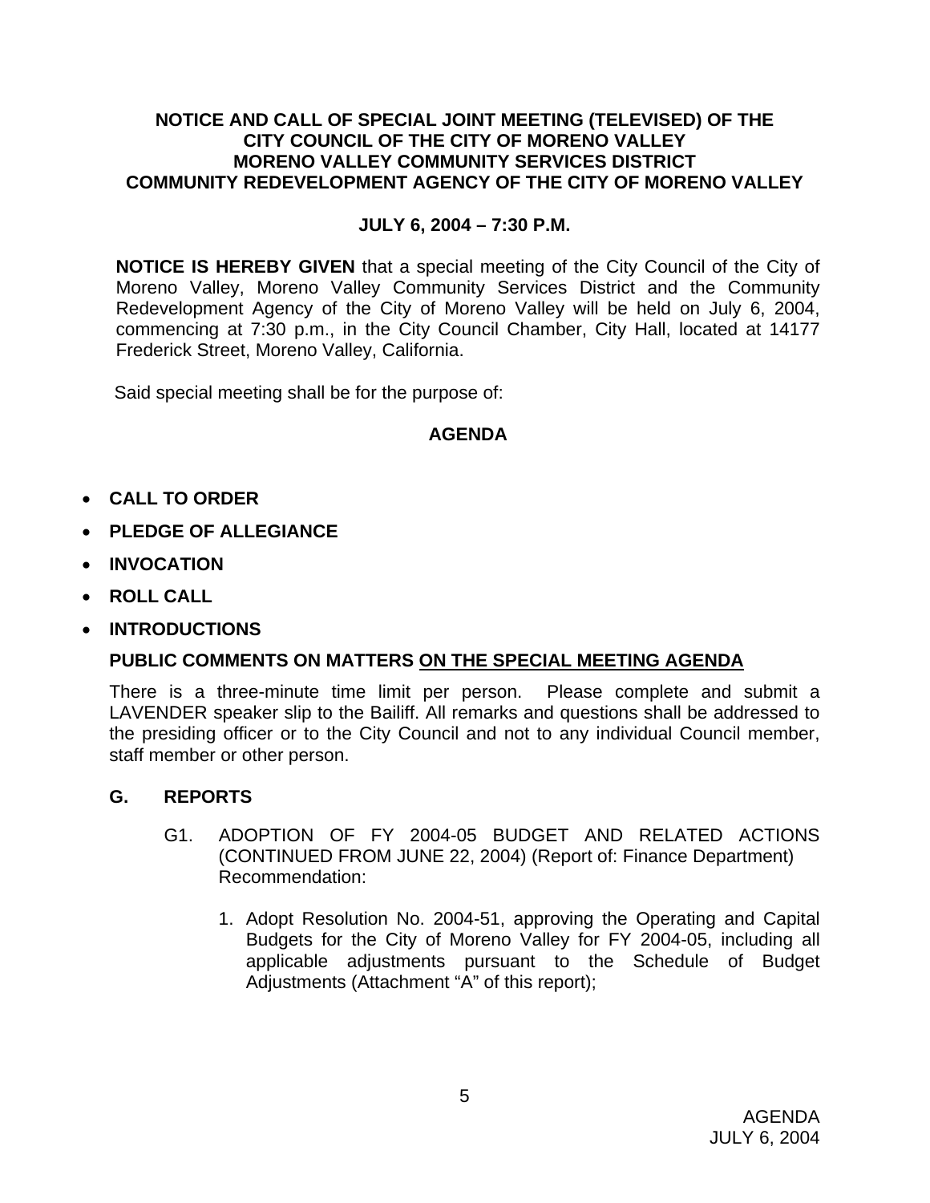**NOTICE AND CALL OF SPECIAL JOINT MEETING (TELEVISED) OF THE CITY COUNCIL OF THE CITY OF MORENO VALLEY MORENO VALLEY COMMUNITY SERVICES DISTRICT COMMUNITY REDEVELOPMENT AGENCY OF THE CITY OF MORENO VALLEY**

**JULY 6, 2004 – 7:30 P.M.**

**NOTICE IS HEREBY GIVEN** that a special meeting of the City Council of the City of Moreno Valley, Moreno Valley Community Services District and the Community Redevelopment Agency of the City of Moreno Valley will be held on July 6, 2004, commencing at 7:30 p.m., in the City Council Chamber, City Hall, located at 14177 Frederick Street, Moreno Valley, California.

Said special meeting shall be for the purpose of:

**AGENDA**

- **CALL TO ORDER**
- **PLEDGE OF ALLEGIANCE**
- **INVOCATION**
- **ROLL CALL**
- **INTRODUCTIONS**

**PUBLIC COMMENTS ON MATTERS ON THE SPECIAL MEETING AGENDA**

There is a three-minute time limit per person. Please complete and submit a LAVENDER speaker slip to the Bailiff. All remarks and questions shall be addressed to the presiding officer or to the City Council and not to any individual Council member, staff member or other person.

**G. REPORTS**

G1. ADOPTION OF FY 2004-05 BUDGET AND RELATED ACTIONS (CONTINUED FROM JUNE 22, 2004) (Report of: Finance Department) Recommendation:

1. Adopt Resolution No. 2004-51, approving the Operating and Capital Budgets for the City of Moreno Valley for FY 2004-05, including all applicable adjustments pursuant to the Schedule of Budget Adjustments (Attachment "A" of this report);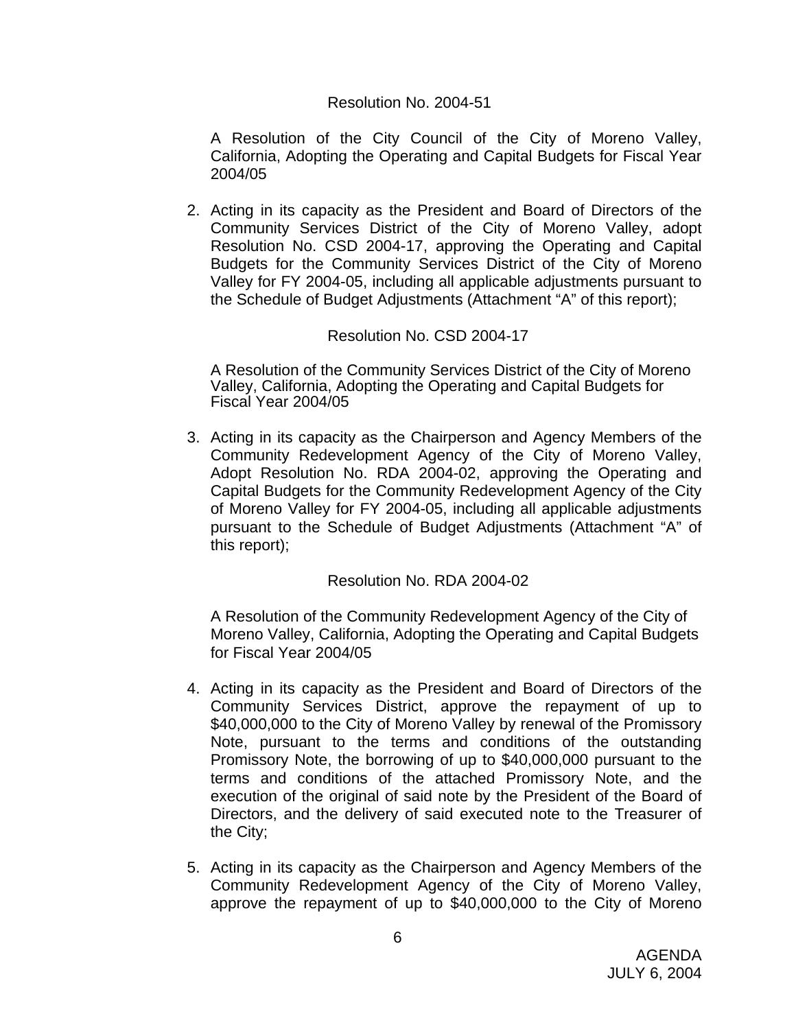Resolution No. 2004-51

A Resolution of the City Council of the City of Moreno Valley, California, Adopting the Operating and Capital Budgets for Fiscal Year 2004/05

2. Acting in its capacity as the President and Board of Directors of the Community Services District of the City of Moreno Valley, adopt Resolution No. CSD 2004-17, approving the Operating and Capital Budgets for the Community Services District of the City of Moreno Valley for FY 2004-05, including all applicable adjustments pursuant to the Schedule of Budget Adjustments (Attachment "A" of this report);

   Resolution No. CSD 2004-17

   A Resolution of the Community Services District of the City of Moreno Valley, California, Adopting the Operating and Capital Budgets for Fiscal Year 2004/05

3. Acting in its capacity as the Chairperson and Agency Members of the Community Redevelopment Agency of the City of Moreno Valley, Adopt Resolution No. RDA 2004-02, approving the Operating and Capital Budgets for the Community Redevelopment Agency of the City of Moreno Valley for FY 2004-05, including all applicable adjustments pursuant to the Schedule of Budget Adjustments (Attachment "A" of this report);

   Resolution No. RDA 2004-02

   A Resolution of the Community Redevelopment Agency of the City of Moreno Valley, California, Adopting the Operating and Capital Budgets for Fiscal Year 2004/05

4. Acting in its capacity as the President and Board of Directors of the Community Services District, approve the repayment of up to $40,000,000 to the City of Moreno Valley by renewal of the Promissory Note, pursuant to the terms and conditions of the outstanding Promissory Note, the borrowing of up to $40,000,000 pursuant to the terms and conditions of the attached Promissory Note, and the execution of the original of said note by the President of the Board of Directors, and the delivery of said executed note to the Treasurer of the City;

5. Acting in its capacity as the Chairperson and Agency Members of the Community Redevelopment Agency of the City of Moreno Valley, approve the repayment of up to $40,000,000 to the City of Moreno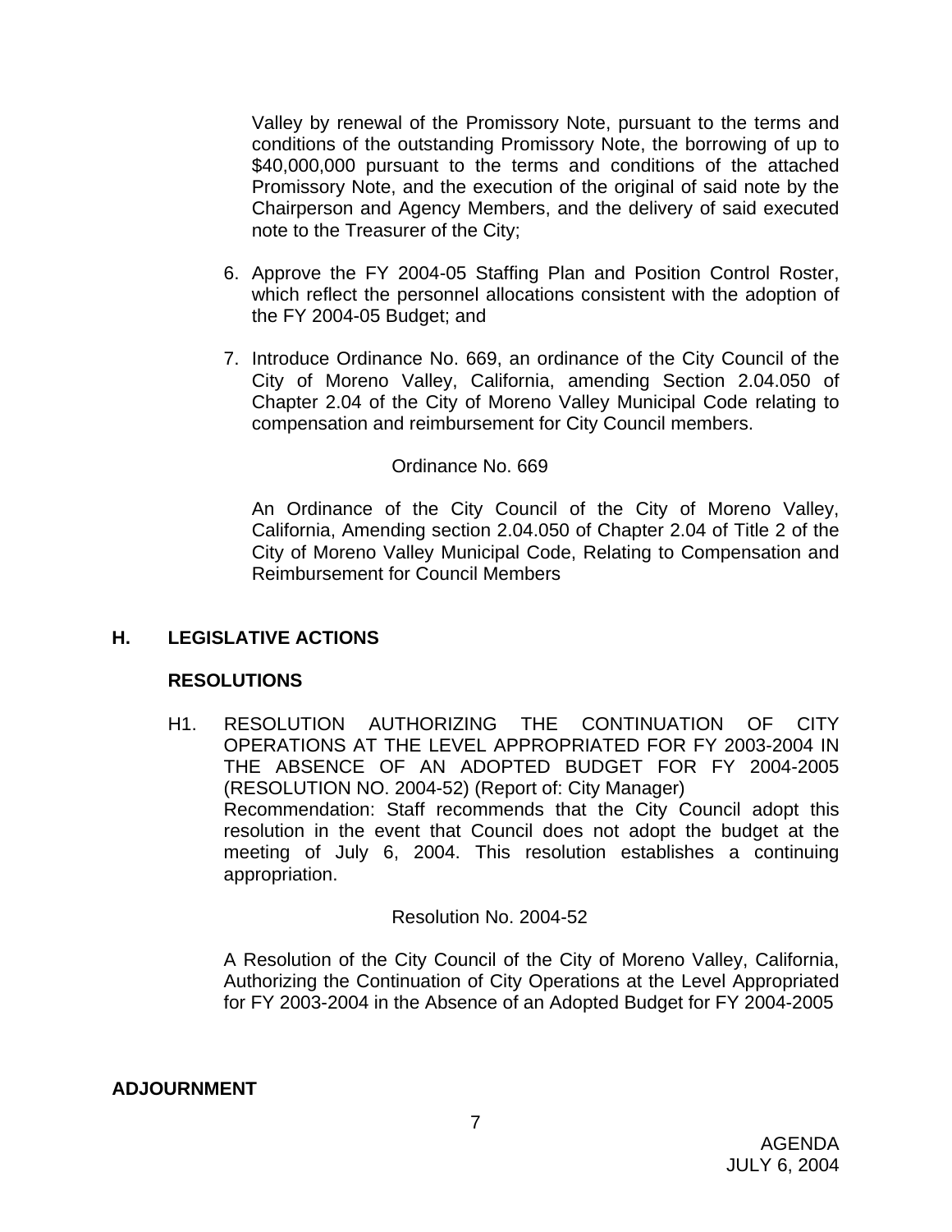Valley by renewal of the Promissory Note, pursuant to the terms and conditions of the outstanding Promissory Note, the borrowing of up to $40,000,000 pursuant to the terms and conditions of the attached Promissory Note, and the execution of the original of said note by the Chairperson and Agency Members, and the delivery of said executed note to the Treasurer of the City;

6. Approve the FY 2004-05 Staffing Plan and Position Control Roster, which reflect the personnel allocations consistent with the adoption of the FY 2004-05 Budget; and

7. Introduce Ordinance No. 669, an ordinance of the City Council of the City of Moreno Valley, California, amending Section 2.04.050 of Chapter 2.04 of the City of Moreno Valley Municipal Code relating to compensation and reimbursement for City Council members.

   Ordinance No. 669

   An Ordinance of the City Council of the City of Moreno Valley, California, Amending section 2.04.050 of Chapter 2.04 of Title 2 of the City of Moreno Valley Municipal Code, Relating to Compensation and Reimbursement for Council Members

## H. LEGISLATIVE ACTIONS

### RESOLUTIONS

H1. RESOLUTION AUTHORIZING THE CONTINUATION OF CITY OPERATIONS AT THE LEVEL APPROPRIATED FOR FY 2003-2004 IN THE ABSENCE OF AN ADOPTED BUDGET FOR FY 2004-2005 (RESOLUTION NO. 2004-52) (Report of: City Manager)
Recommendation: Staff recommends that the City Council adopt this resolution in the event that Council does not adopt the budget at the meeting of July 6, 2004. This resolution establishes a continuing appropriation.

Resolution No. 2004-52

A Resolution of the City Council of the City of Moreno Valley, California, Authorizing the Continuation of City Operations at the Level Appropriated for FY 2003-2004 in the Absence of an Adopted Budget for FY 2004-2005

## ADJOURNMENT